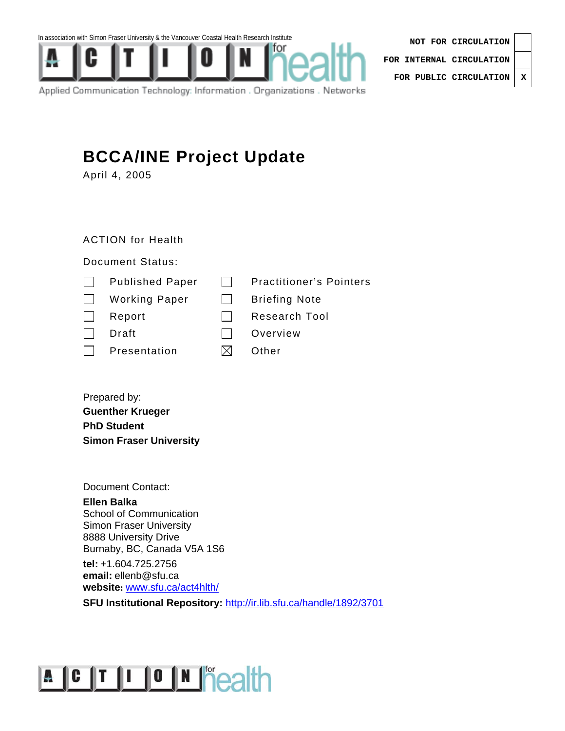In association with Simon Fraser University & the Vancouver Coastal Health Research Institute

ACTION for health

Applied Communication Technology: Information . Organizations . Networks

| | |
|---|---|
| NOT FOR CIRCULATION | |
| FOR INTERNAL CIRCULATION | |
| FOR PUBLIC CIRCULATION | X |

# BCCA/INE Project Update

April 4, 2005

ACTION for Health

Document Status:

| | | | |
|---|---|---|---|
| ☐ | Published Paper | ☐ | Practitioner's Pointers |
| ☐ | Working Paper | ☐ | Briefing Note |
| ☐ | Report | ☐ | Research Tool |
| ☐ | Draft | ☐ | Overview |
| ☐ | Presentation | ☒ | Other |

Prepared by:
**Guenther Krueger**
**PhD Student**
**Simon Fraser University**

Document Contact:
**Ellen Balka**
School of Communication
Simon Fraser University
8888 University Drive
Burnaby, BC, Canada V5A 1S6
**tel:** +1.604.725.2756
**email:** ellenb@sfu.ca
**website:** www.sfu.ca/act4hlth/
**SFU Institutional Repository:** http://ir.lib.sfu.ca/handle/1892/3701

ACTION for health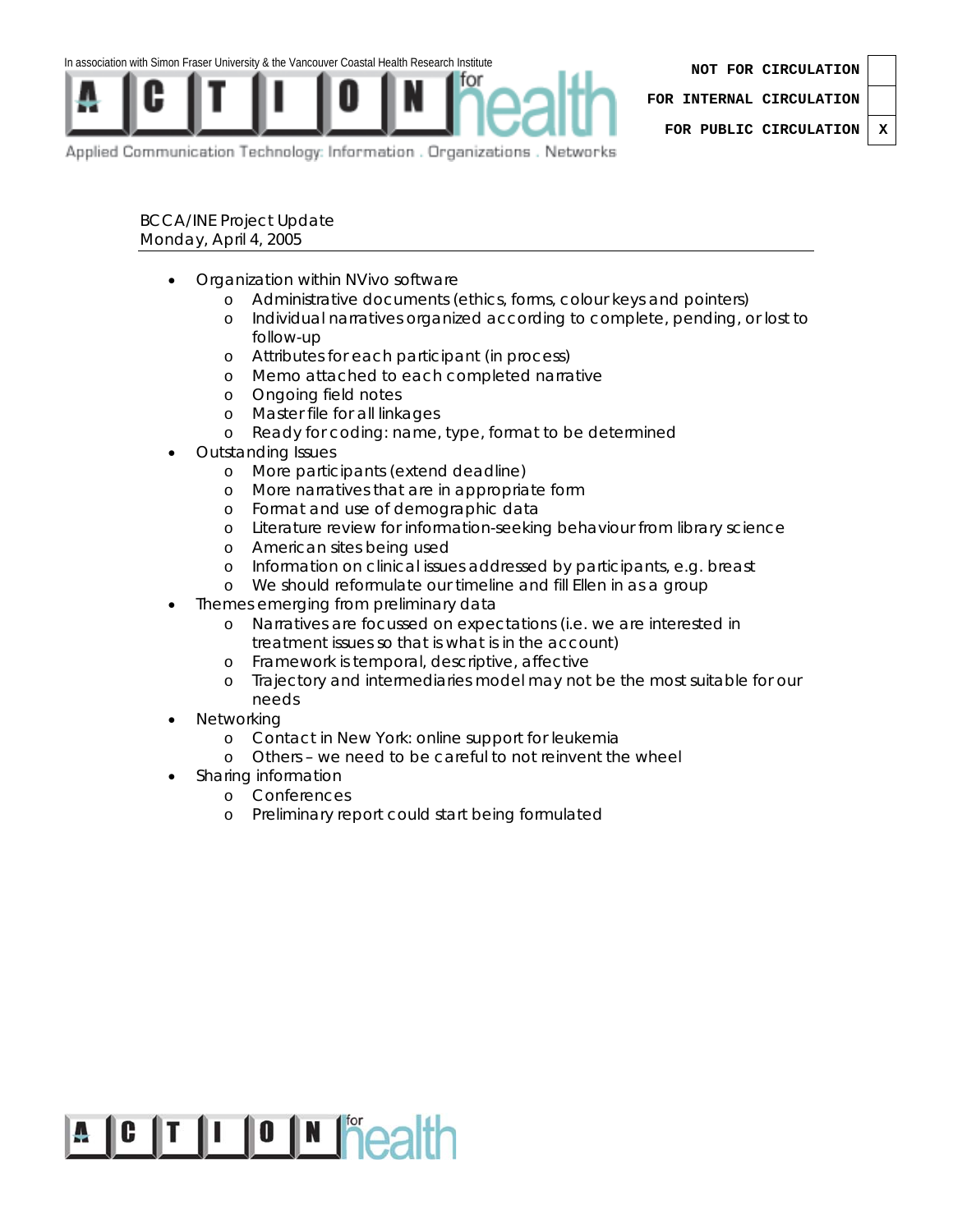In association with Simon Fraser University & the Vancouver Coastal Health Research Institute

ACTION for health

Applied Communication Technology: Information . Organizations . Networks

| | |
|---|---|
| NOT FOR CIRCULATION | |
| FOR INTERNAL CIRCULATION | |
| FOR PUBLIC CIRCULATION | X |

BCCA/INE Project Update
Monday, April 4, 2005

- Organization within NVivo software
  - Administrative documents (ethics, forms, colour keys and pointers)
  - Individual narratives organized according to complete, pending, or lost to follow-up
  - Attributes for each participant (in process)
  - Memo attached to each completed narrative
  - Ongoing field notes
  - Master file for all linkages
  - Ready for coding: name, type, format to be determined
- Outstanding Issues
  - More participants (extend deadline)
  - More narratives that are in appropriate form
  - Format and use of demographic data
  - Literature review for information-seeking behaviour from library science
  - American sites being used
  - Information on clinical issues addressed by participants, e.g. breast
  - We should reformulate our timeline and fill Ellen in as a group
- Themes emerging from preliminary data
  - Narratives are focussed on expectations (i.e. we are interested in treatment issues so that is what is in the account)
  - Framework is temporal, descriptive, affective
  - Trajectory and intermediaries model may not be the most suitable for our needs
- Networking
  - Contact in New York: online support for leukemia
  - Others – we need to be careful to not reinvent the wheel
- Sharing information
  - Conferences
  - Preliminary report could start being formulated